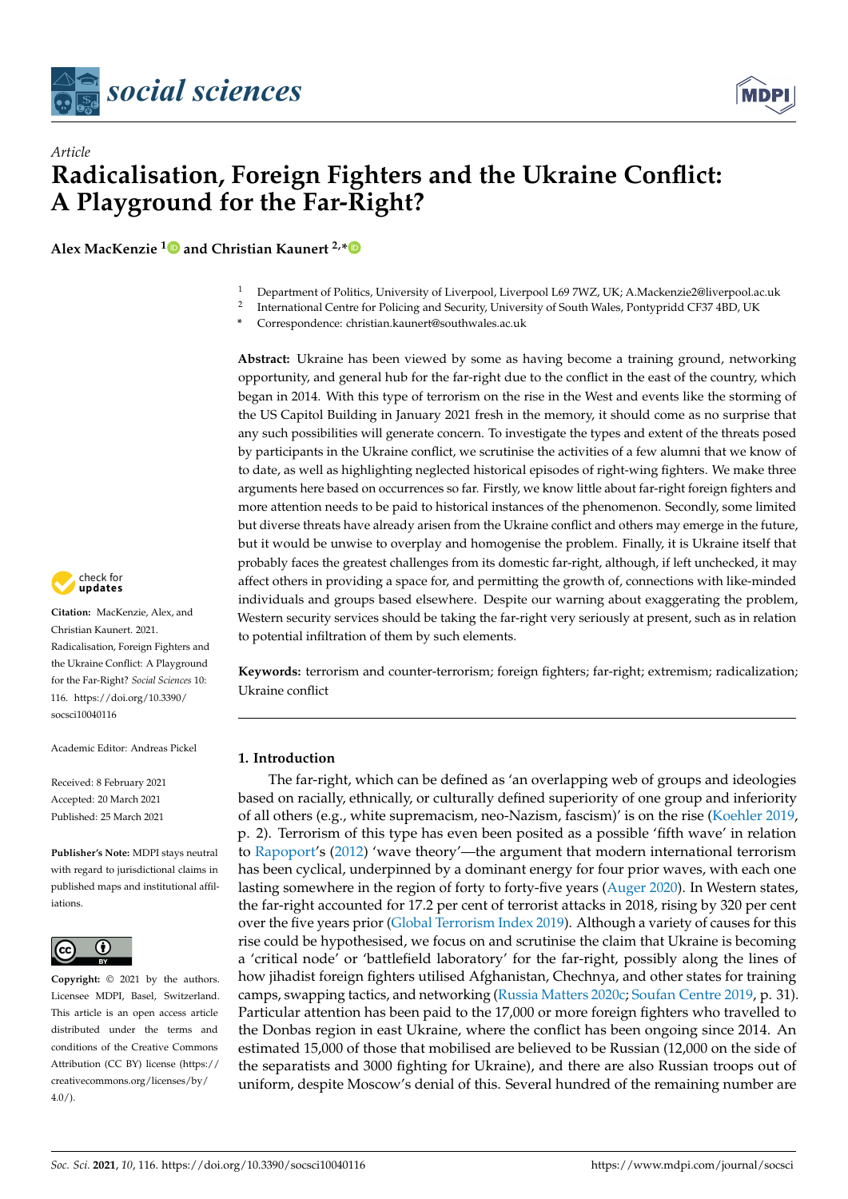*Article*

# Radicalisation, Foreign Fighters and the Ukraine Conflict: A Playground for the Far-Right?

**Alex MacKenzie [1] and Christian Kaunert [2,*]**

[1] Department of Politics, University of Liverpool, Liverpool L69 7WZ, UK; A.Mackenzie2@liverpool.ac.uk
[2] International Centre for Policing and Security, University of South Wales, Pontypridd CF37 4BD, UK
\* Correspondence: christian.kaunert@southwales.ac.uk

**Abstract:** Ukraine has been viewed by some as having become a training ground, networking opportunity, and general hub for the far-right due to the conflict in the east of the country, which began in 2014. With this type of terrorism on the rise in the West and events like the storming of the US Capitol Building in January 2021 fresh in the memory, it should come as no surprise that any such possibilities will generate concern. To investigate the types and extent of the threats posed by participants in the Ukraine conflict, we scrutinise the activities of a few alumni that we know of to date, as well as highlighting neglected historical episodes of right-wing fighters. We make three arguments here based on occurrences so far. Firstly, we know little about far-right foreign fighters and more attention needs to be paid to historical instances of the phenomenon. Secondly, some limited but diverse threats have already arisen from the Ukraine conflict and others may emerge in the future, but it would be unwise to overplay and homogenise the problem. Finally, it is Ukraine itself that probably faces the greatest challenges from its domestic far-right, although, if left unchecked, it may affect others in providing a space for, and permitting the growth of, connections with like-minded individuals and groups based elsewhere. Despite our warning about exaggerating the problem, Western security services should be taking the far-right very seriously at present, such as in relation to potential infiltration of them by such elements.

**Keywords:** terrorism and counter-terrorism; foreign fighters; far-right; extremism; radicalization; Ukraine conflict

**Citation:** MacKenzie, Alex, and Christian Kaunert. 2021. Radicalisation, Foreign Fighters and the Ukraine Conflict: A Playground for the Far-Right? *Social Sciences* 10: 116. https://doi.org/10.3390/socsci10040116

Academic Editor: Andreas Pickel

Received: 8 February 2021
Accepted: 20 March 2021
Published: 25 March 2021

**Publisher's Note:** MDPI stays neutral with regard to jurisdictional claims in published maps and institutional affiliations.

**Copyright:** © 2021 by the authors. Licensee MDPI, Basel, Switzerland. This article is an open access article distributed under the terms and conditions of the Creative Commons Attribution (CC BY) license (https://creativecommons.org/licenses/by/4.0/).

## 1. Introduction

The far-right, which can be defined as 'an overlapping web of groups and ideologies based on racially, ethnically, or culturally defined superiority of one group and inferiority of all others (e.g., white supremacism, neo-Nazism, fascism)' is on the rise (Koehler 2019, p. 2). Terrorism of this type has even been posited as a possible 'fifth wave' in relation to Rapoport's (2012) 'wave theory'—the argument that modern international terrorism has been cyclical, underpinned by a dominant energy for four prior waves, with each one lasting somewhere in the region of forty to forty-five years (Auger 2020). In Western states, the far-right accounted for 17.2 per cent of terrorist attacks in 2018, rising by 320 per cent over the five years prior (Global Terrorism Index 2019). Although a variety of causes for this rise could be hypothesised, we focus on and scrutinise the claim that Ukraine is becoming a 'critical node' or 'battlefield laboratory' for the far-right, possibly along the lines of how jihadist foreign fighters utilised Afghanistan, Chechnya, and other states for training camps, swapping tactics, and networking (Russia Matters 2020c; Soufan Centre 2019, p. 31). Particular attention has been paid to the 17,000 or more foreign fighters who travelled to the Donbas region in east Ukraine, where the conflict has been ongoing since 2014. An estimated 15,000 of those that mobilised are believed to be Russian (12,000 on the side of the separatists and 3000 fighting for Ukraine), and there are also Russian troops out of uniform, despite Moscow's denial of this. Several hundred of the remaining number are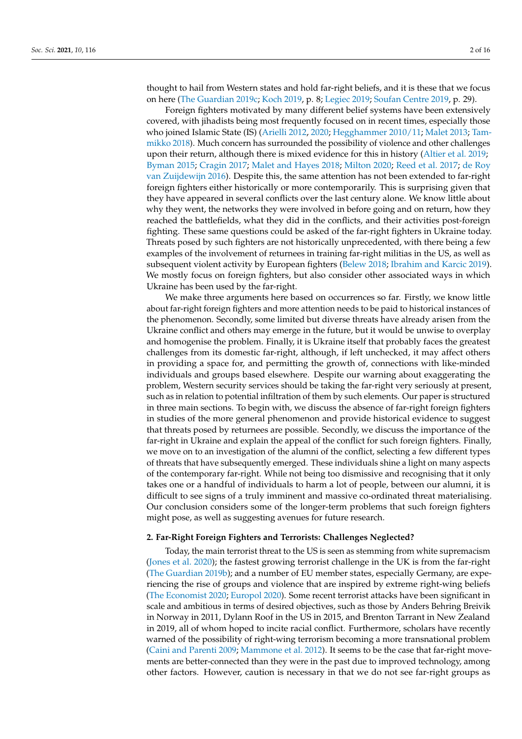thought to hail from Western states and hold far-right beliefs, and it is these that we focus on here (The Guardian 2019c; Koch 2019, p. 8; Legiec 2019; Soufan Centre 2019, p. 29).

Foreign fighters motivated by many different belief systems have been extensively covered, with jihadists being most frequently focused on in recent times, especially those who joined Islamic State (IS) (Arielli 2012, 2020; Hegghammer 2010/11; Malet 2013; Tammikko 2018). Much concern has surrounded the possibility of violence and other challenges upon their return, although there is mixed evidence for this in history (Altier et al. 2019; Byman 2015; Cragin 2017; Malet and Hayes 2018; Milton 2020; Reed et al. 2017; de Roy van Zuijdewijn 2016). Despite this, the same attention has not been extended to far-right foreign fighters either historically or more contemporarily. This is surprising given that they have appeared in several conflicts over the last century alone. We know little about why they went, the networks they were involved in before going and on return, how they reached the battlefields, what they did in the conflicts, and their activities post-foreign fighting. These same questions could be asked of the far-right fighters in Ukraine today. Threats posed by such fighters are not historically unprecedented, with there being a few examples of the involvement of returnees in training far-right militias in the US, as well as subsequent violent activity by European fighters (Belew 2018; Ibrahim and Karcic 2019). We mostly focus on foreign fighters, but also consider other associated ways in which Ukraine has been used by the far-right.

We make three arguments here based on occurrences so far. Firstly, we know little about far-right foreign fighters and more attention needs to be paid to historical instances of the phenomenon. Secondly, some limited but diverse threats have already arisen from the Ukraine conflict and others may emerge in the future, but it would be unwise to overplay and homogenise the problem. Finally, it is Ukraine itself that probably faces the greatest challenges from its domestic far-right, although, if left unchecked, it may affect others in providing a space for, and permitting the growth of, connections with like-minded individuals and groups based elsewhere. Despite our warning about exaggerating the problem, Western security services should be taking the far-right very seriously at present, such as in relation to potential infiltration of them by such elements. Our paper is structured in three main sections. To begin with, we discuss the absence of far-right foreign fighters in studies of the more general phenomenon and provide historical evidence to suggest that threats posed by returnees are possible. Secondly, we discuss the importance of the far-right in Ukraine and explain the appeal of the conflict for such foreign fighters. Finally, we move on to an investigation of the alumni of the conflict, selecting a few different types of threats that have subsequently emerged. These individuals shine a light on many aspects of the contemporary far-right. While not being too dismissive and recognising that it only takes one or a handful of individuals to harm a lot of people, between our alumni, it is difficult to see signs of a truly imminent and massive co-ordinated threat materialising. Our conclusion considers some of the longer-term problems that such foreign fighters might pose, as well as suggesting avenues for future research.

## 2. Far-Right Foreign Fighters and Terrorists: Challenges Neglected?

Today, the main terrorist threat to the US is seen as stemming from white supremacism (Jones et al. 2020); the fastest growing terrorist challenge in the UK is from the far-right (The Guardian 2019b); and a number of EU member states, especially Germany, are experiencing the rise of groups and violence that are inspired by extreme right-wing beliefs (The Economist 2020; Europol 2020). Some recent terrorist attacks have been significant in scale and ambitious in terms of desired objectives, such as those by Anders Behring Breivik in Norway in 2011, Dylann Roof in the US in 2015, and Brenton Tarrant in New Zealand in 2019, all of whom hoped to incite racial conflict. Furthermore, scholars have recently warned of the possibility of right-wing terrorism becoming a more transnational problem (Caini and Parenti 2009; Mammone et al. 2012). It seems to be the case that far-right movements are better-connected than they were in the past due to improved technology, among other factors. However, caution is necessary in that we do not see far-right groups as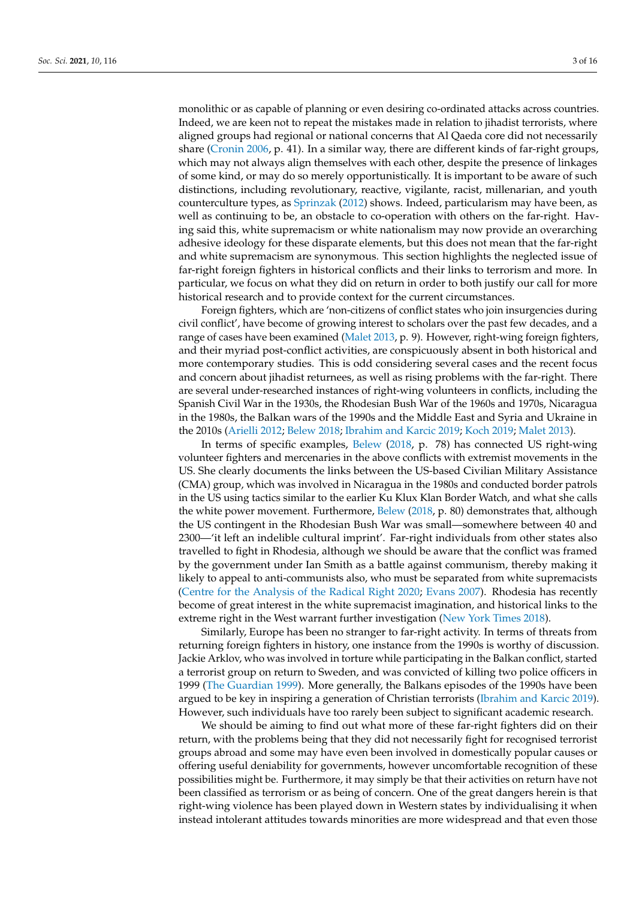monolithic or as capable of planning or even desiring co-ordinated attacks across countries. Indeed, we are keen not to repeat the mistakes made in relation to jihadist terrorists, where aligned groups had regional or national concerns that Al Qaeda core did not necessarily share (Cronin 2006, p. 41). In a similar way, there are different kinds of far-right groups, which may not always align themselves with each other, despite the presence of linkages of some kind, or may do so merely opportunistically. It is important to be aware of such distinctions, including revolutionary, reactive, vigilante, racist, millenarian, and youth counterculture types, as Sprinzak (2012) shows. Indeed, particularism may have been, as well as continuing to be, an obstacle to co-operation with others on the far-right. Having said this, white supremacism or white nationalism may now provide an overarching adhesive ideology for these disparate elements, but this does not mean that the far-right and white supremacism are synonymous. This section highlights the neglected issue of far-right foreign fighters in historical conflicts and their links to terrorism and more. In particular, we focus on what they did on return in order to both justify our call for more historical research and to provide context for the current circumstances.

Foreign fighters, which are 'non-citizens of conflict states who join insurgencies during civil conflict', have become of growing interest to scholars over the past few decades, and a range of cases have been examined (Malet 2013, p. 9). However, right-wing foreign fighters, and their myriad post-conflict activities, are conspicuously absent in both historical and more contemporary studies. This is odd considering several cases and the recent focus and concern about jihadist returnees, as well as rising problems with the far-right. There are several under-researched instances of right-wing volunteers in conflicts, including the Spanish Civil War in the 1930s, the Rhodesian Bush War of the 1960s and 1970s, Nicaragua in the 1980s, the Balkan wars of the 1990s and the Middle East and Syria and Ukraine in the 2010s (Arielli 2012; Belew 2018; Ibrahim and Karcic 2019; Koch 2019; Malet 2013).

In terms of specific examples, Belew (2018, p. 78) has connected US right-wing volunteer fighters and mercenaries in the above conflicts with extremist movements in the US. She clearly documents the links between the US-based Civilian Military Assistance (CMA) group, which was involved in Nicaragua in the 1980s and conducted border patrols in the US using tactics similar to the earlier Ku Klux Klan Border Watch, and what she calls the white power movement. Furthermore, Belew (2018, p. 80) demonstrates that, although the US contingent in the Rhodesian Bush War was small—somewhere between 40 and 2300—'it left an indelible cultural imprint'. Far-right individuals from other states also travelled to fight in Rhodesia, although we should be aware that the conflict was framed by the government under Ian Smith as a battle against communism, thereby making it likely to appeal to anti-communists also, who must be separated from white supremacists (Centre for the Analysis of the Radical Right 2020; Evans 2007). Rhodesia has recently become of great interest in the white supremacist imagination, and historical links to the extreme right in the West warrant further investigation (New York Times 2018).

Similarly, Europe has been no stranger to far-right activity. In terms of threats from returning foreign fighters in history, one instance from the 1990s is worthy of discussion. Jackie Arklov, who was involved in torture while participating in the Balkan conflict, started a terrorist group on return to Sweden, and was convicted of killing two police officers in 1999 (The Guardian 1999). More generally, the Balkans episodes of the 1990s have been argued to be key in inspiring a generation of Christian terrorists (Ibrahim and Karcic 2019). However, such individuals have too rarely been subject to significant academic research.

We should be aiming to find out what more of these far-right fighters did on their return, with the problems being that they did not necessarily fight for recognised terrorist groups abroad and some may have even been involved in domestically popular causes or offering useful deniability for governments, however uncomfortable recognition of these possibilities might be. Furthermore, it may simply be that their activities on return have not been classified as terrorism or as being of concern. One of the great dangers herein is that right-wing violence has been played down in Western states by individualising it when instead intolerant attitudes towards minorities are more widespread and that even those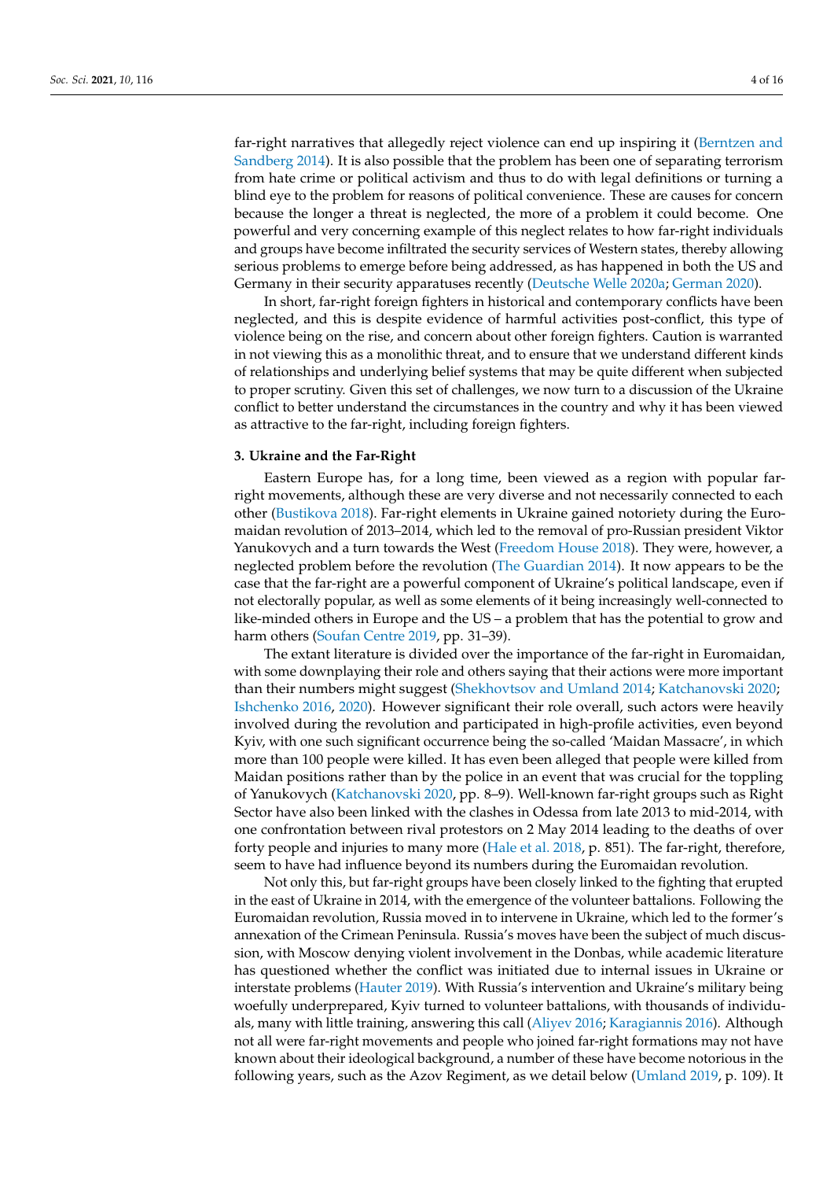far-right narratives that allegedly reject violence can end up inspiring it (Berntzen and Sandberg 2014). It is also possible that the problem has been one of separating terrorism from hate crime or political activism and thus to do with legal definitions or turning a blind eye to the problem for reasons of political convenience. These are causes for concern because the longer a threat is neglected, the more of a problem it could become. One powerful and very concerning example of this neglect relates to how far-right individuals and groups have become infiltrated the security services of Western states, thereby allowing serious problems to emerge before being addressed, as has happened in both the US and Germany in their security apparatuses recently (Deutsche Welle 2020a; German 2020).

In short, far-right foreign fighters in historical and contemporary conflicts have been neglected, and this is despite evidence of harmful activities post-conflict, this type of violence being on the rise, and concern about other foreign fighters. Caution is warranted in not viewing this as a monolithic threat, and to ensure that we understand different kinds of relationships and underlying belief systems that may be quite different when subjected to proper scrutiny. Given this set of challenges, we now turn to a discussion of the Ukraine conflict to better understand the circumstances in the country and why it has been viewed as attractive to the far-right, including foreign fighters.

### 3. Ukraine and the Far-Right

Eastern Europe has, for a long time, been viewed as a region with popular far-right movements, although these are very diverse and not necessarily connected to each other (Bustikova 2018). Far-right elements in Ukraine gained notoriety during the Euromaidan revolution of 2013–2014, which led to the removal of pro-Russian president Viktor Yanukovych and a turn towards the West (Freedom House 2018). They were, however, a neglected problem before the revolution (The Guardian 2014). It now appears to be the case that the far-right are a powerful component of Ukraine's political landscape, even if not electorally popular, as well as some elements of it being increasingly well-connected to like-minded others in Europe and the US – a problem that has the potential to grow and harm others (Soufan Centre 2019, pp. 31–39).

The extant literature is divided over the importance of the far-right in Euromaidan, with some downplaying their role and others saying that their actions were more important than their numbers might suggest (Shekhovtsov and Umland 2014; Katchanovski 2020; Ishchenko 2016, 2020). However significant their role overall, such actors were heavily involved during the revolution and participated in high-profile activities, even beyond Kyiv, with one such significant occurrence being the so-called 'Maidan Massacre', in which more than 100 people were killed. It has even been alleged that people were killed from Maidan positions rather than by the police in an event that was crucial for the toppling of Yanukovych (Katchanovski 2020, pp. 8–9). Well-known far-right groups such as Right Sector have also been linked with the clashes in Odessa from late 2013 to mid-2014, with one confrontation between rival protestors on 2 May 2014 leading to the deaths of over forty people and injuries to many more (Hale et al. 2018, p. 851). The far-right, therefore, seem to have had influence beyond its numbers during the Euromaidan revolution.

Not only this, but far-right groups have been closely linked to the fighting that erupted in the east of Ukraine in 2014, with the emergence of the volunteer battalions. Following the Euromaidan revolution, Russia moved in to intervene in Ukraine, which led to the former's annexation of the Crimean Peninsula. Russia's moves have been the subject of much discussion, with Moscow denying violent involvement in the Donbas, while academic literature has questioned whether the conflict was initiated due to internal issues in Ukraine or interstate problems (Hauter 2019). With Russia's intervention and Ukraine's military being woefully underprepared, Kyiv turned to volunteer battalions, with thousands of individuals, many with little training, answering this call (Aliyev 2016; Karagiannis 2016). Although not all were far-right movements and people who joined far-right formations may not have known about their ideological background, a number of these have become notorious in the following years, such as the Azov Regiment, as we detail below (Umland 2019, p. 109). It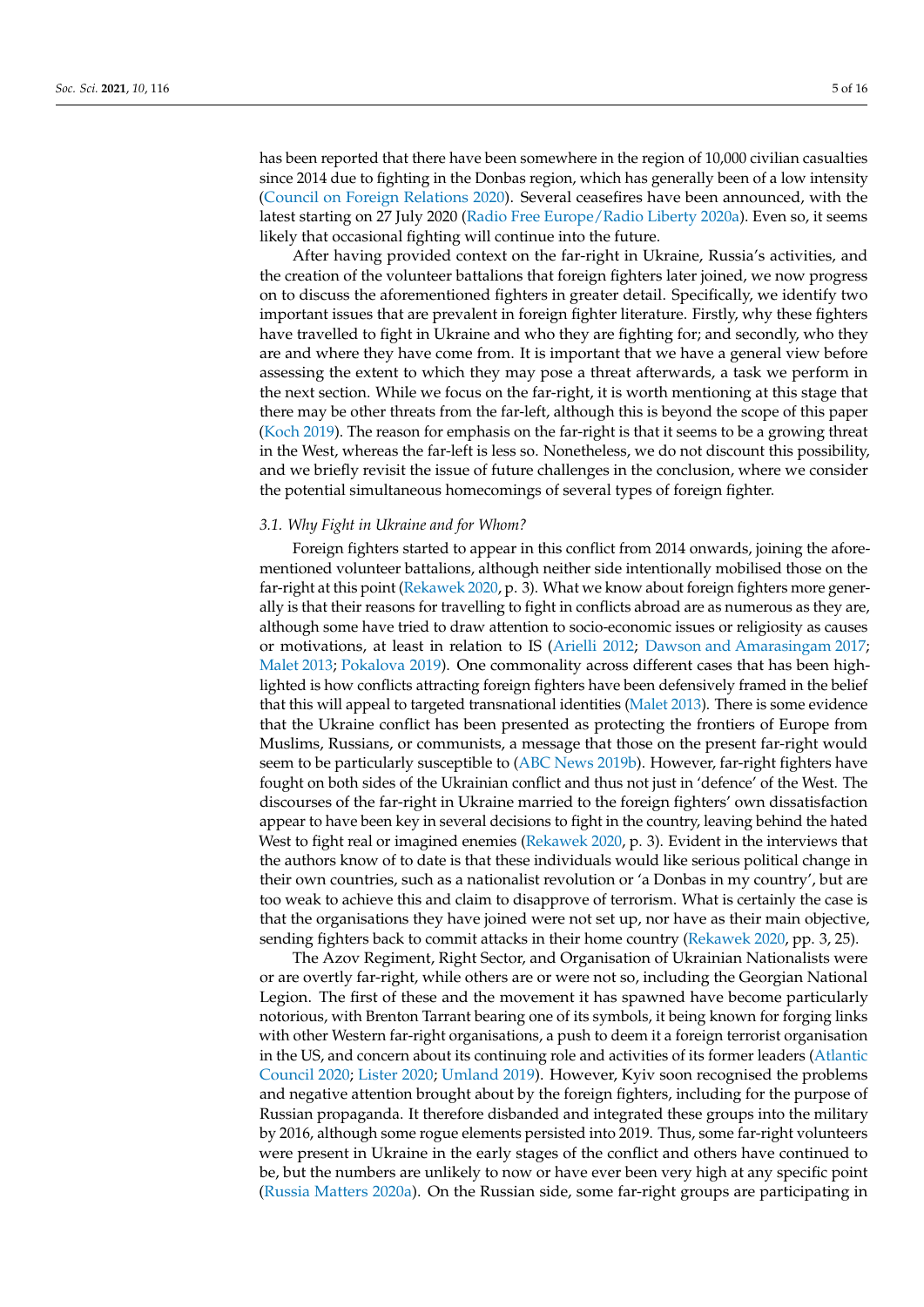has been reported that there have been somewhere in the region of 10,000 civilian casualties since 2014 due to fighting in the Donbas region, which has generally been of a low intensity (Council on Foreign Relations 2020). Several ceasefires have been announced, with the latest starting on 27 July 2020 (Radio Free Europe/Radio Liberty 2020a). Even so, it seems likely that occasional fighting will continue into the future.

After having provided context on the far-right in Ukraine, Russia's activities, and the creation of the volunteer battalions that foreign fighters later joined, we now progress on to discuss the aforementioned fighters in greater detail. Specifically, we identify two important issues that are prevalent in foreign fighter literature. Firstly, why these fighters have travelled to fight in Ukraine and who they are fighting for; and secondly, who they are and where they have come from. It is important that we have a general view before assessing the extent to which they may pose a threat afterwards, a task we perform in the next section. While we focus on the far-right, it is worth mentioning at this stage that there may be other threats from the far-left, although this is beyond the scope of this paper (Koch 2019). The reason for emphasis on the far-right is that it seems to be a growing threat in the West, whereas the far-left is less so. Nonetheless, we do not discount this possibility, and we briefly revisit the issue of future challenges in the conclusion, where we consider the potential simultaneous homecomings of several types of foreign fighter.

### *3.1. Why Fight in Ukraine and for Whom?*

Foreign fighters started to appear in this conflict from 2014 onwards, joining the aforementioned volunteer battalions, although neither side intentionally mobilised those on the far-right at this point (Rekawek 2020, p. 3). What we know about foreign fighters more generally is that their reasons for travelling to fight in conflicts abroad are as numerous as they are, although some have tried to draw attention to socio-economic issues or religiosity as causes or motivations, at least in relation to IS (Arielli 2012; Dawson and Amarasingam 2017; Malet 2013; Pokalova 2019). One commonality across different cases that has been highlighted is how conflicts attracting foreign fighters have been defensively framed in the belief that this will appeal to targeted transnational identities (Malet 2013). There is some evidence that the Ukraine conflict has been presented as protecting the frontiers of Europe from Muslims, Russians, or communists, a message that those on the present far-right would seem to be particularly susceptible to (ABC News 2019b). However, far-right fighters have fought on both sides of the Ukrainian conflict and thus not just in 'defence' of the West. The discourses of the far-right in Ukraine married to the foreign fighters' own dissatisfaction appear to have been key in several decisions to fight in the country, leaving behind the hated West to fight real or imagined enemies (Rekawek 2020, p. 3). Evident in the interviews that the authors know of to date is that these individuals would like serious political change in their own countries, such as a nationalist revolution or 'a Donbas in my country', but are too weak to achieve this and claim to disapprove of terrorism. What is certainly the case is that the organisations they have joined were not set up, nor have as their main objective, sending fighters back to commit attacks in their home country (Rekawek 2020, pp. 3, 25).

The Azov Regiment, Right Sector, and Organisation of Ukrainian Nationalists were or are overtly far-right, while others are or were not so, including the Georgian National Legion. The first of these and the movement it has spawned have become particularly notorious, with Brenton Tarrant bearing one of its symbols, it being known for forging links with other Western far-right organisations, a push to deem it a foreign terrorist organisation in the US, and concern about its continuing role and activities of its former leaders (Atlantic Council 2020; Lister 2020; Umland 2019). However, Kyiv soon recognised the problems and negative attention brought about by the foreign fighters, including for the purpose of Russian propaganda. It therefore disbanded and integrated these groups into the military by 2016, although some rogue elements persisted into 2019. Thus, some far-right volunteers were present in Ukraine in the early stages of the conflict and others have continued to be, but the numbers are unlikely to now or have ever been very high at any specific point (Russia Matters 2020a). On the Russian side, some far-right groups are participating in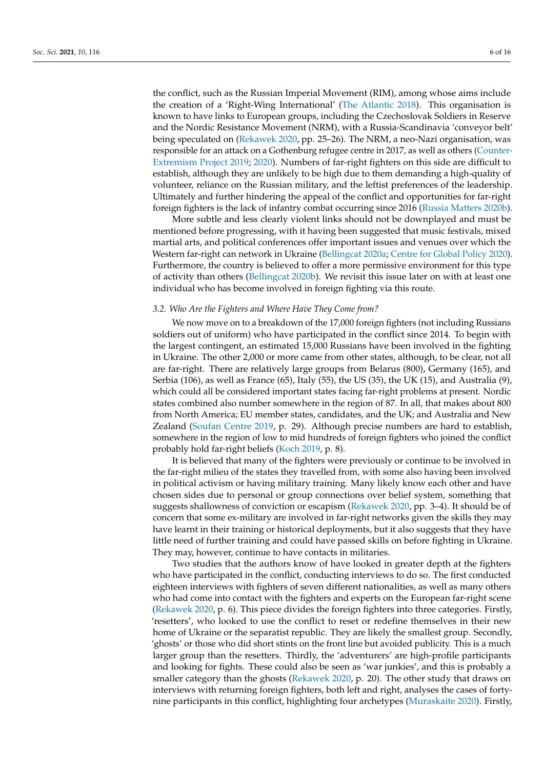the conflict, such as the Russian Imperial Movement (RIM), among whose aims include the creation of a 'Right-Wing International' (The Atlantic 2018). This organisation is known to have links to European groups, including the Czechoslovak Soldiers in Reserve and the Nordic Resistance Movement (NRM), with a Russia-Scandinavia 'conveyor belt' being speculated on (Rekawek 2020, pp. 25–26). The NRM, a neo-Nazi organisation, was responsible for an attack on a Gothenburg refugee centre in 2017, as well as others (Counter-Extremism Project 2019; 2020). Numbers of far-right fighters on this side are difficult to establish, although they are unlikely to be high due to them demanding a high-quality of volunteer, reliance on the Russian military, and the leftist preferences of the leadership. Ultimately and further hindering the appeal of the conflict and opportunities for far-right foreign fighters is the lack of infantry combat occurring since 2016 (Russia Matters 2020b).

More subtle and less clearly violent links should not be downplayed and must be mentioned before progressing, with it having been suggested that music festivals, mixed martial arts, and political conferences offer important issues and venues over which the Western far-right can network in Ukraine (Bellingcat 2020a; Centre for Global Policy 2020). Furthermore, the country is believed to offer a more permissive environment for this type of activity than others (Bellingcat 2020b). We revisit this issue later on with at least one individual who has become involved in foreign fighting via this route.

### *3.2. Who Are the Fighters and Where Have They Come from?*

We now move on to a breakdown of the 17,000 foreign fighters (not including Russians soldiers out of uniform) who have participated in the conflict since 2014. To begin with the largest contingent, an estimated 15,000 Russians have been involved in the fighting in Ukraine. The other 2,000 or more came from other states, although, to be clear, not all are far-right. There are relatively large groups from Belarus (800), Germany (165), and Serbia (106), as well as France (65), Italy (55), the US (35), the UK (15), and Australia (9), which could all be considered important states facing far-right problems at present. Nordic states combined also number somewhere in the region of 87. In all, that makes about 800 from North America; EU member states, candidates, and the UK; and Australia and New Zealand (Soufan Centre 2019, p. 29). Although precise numbers are hard to establish, somewhere in the region of low to mid hundreds of foreign fighters who joined the conflict probably hold far-right beliefs (Koch 2019, p. 8).

It is believed that many of the fighters were previously or continue to be involved in the far-right milieu of the states they travelled from, with some also having been involved in political activism or having military training. Many likely know each other and have chosen sides due to personal or group connections over belief system, something that suggests shallowness of conviction or escapism (Rekawek 2020, pp. 3–4). It should be of concern that some ex-military are involved in far-right networks given the skills they may have learnt in their training or historical deployments, but it also suggests that they have little need of further training and could have passed skills on before fighting in Ukraine. They may, however, continue to have contacts in militaries.

Two studies that the authors know of have looked in greater depth at the fighters who have participated in the conflict, conducting interviews to do so. The first conducted eighteen interviews with fighters of seven different nationalities, as well as many others who had come into contact with the fighters and experts on the European far-right scene (Rekawek 2020, p. 6). This piece divides the foreign fighters into three categories. Firstly, 'resetters', who looked to use the conflict to reset or redefine themselves in their new home of Ukraine or the separatist republic. They are likely the smallest group. Secondly, 'ghosts' or those who did short stints on the front line but avoided publicity. This is a much larger group than the resetters. Thirdly, the 'adventurers' are high-profile participants and looking for fights. These could also be seen as 'war junkies', and this is probably a smaller category than the ghosts (Rekawek 2020, p. 20). The other study that draws on interviews with returning foreign fighters, both left and right, analyses the cases of forty-nine participants in this conflict, highlighting four archetypes (Muraskaite 2020). Firstly,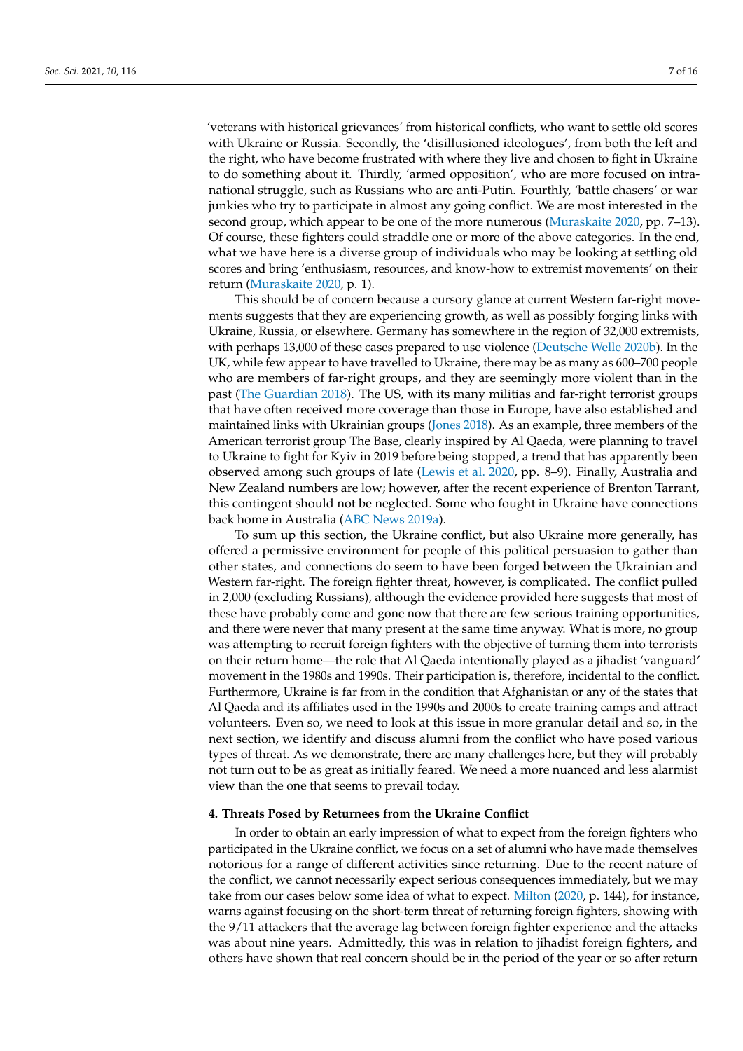'veterans with historical grievances' from historical conflicts, who want to settle old scores with Ukraine or Russia. Secondly, the 'disillusioned ideologues', from both the left and the right, who have become frustrated with where they live and chosen to fight in Ukraine to do something about it. Thirdly, 'armed opposition', who are more focused on intra-national struggle, such as Russians who are anti-Putin. Fourthly, 'battle chasers' or war junkies who try to participate in almost any going conflict. We are most interested in the second group, which appear to be one of the more numerous (Muraskaite 2020, pp. 7–13). Of course, these fighters could straddle one or more of the above categories. In the end, what we have here is a diverse group of individuals who may be looking at settling old scores and bring 'enthusiasm, resources, and know-how to extremist movements' on their return (Muraskaite 2020, p. 1).

This should be of concern because a cursory glance at current Western far-right movements suggests that they are experiencing growth, as well as possibly forging links with Ukraine, Russia, or elsewhere. Germany has somewhere in the region of 32,000 extremists, with perhaps 13,000 of these cases prepared to use violence (Deutsche Welle 2020b). In the UK, while few appear to have travelled to Ukraine, there may be as many as 600–700 people who are members of far-right groups, and they are seemingly more violent than in the past (The Guardian 2018). The US, with its many militias and far-right terrorist groups that have often received more coverage than those in Europe, have also established and maintained links with Ukrainian groups (Jones 2018). As an example, three members of the American terrorist group The Base, clearly inspired by Al Qaeda, were planning to travel to Ukraine to fight for Kyiv in 2019 before being stopped, a trend that has apparently been observed among such groups of late (Lewis et al. 2020, pp. 8–9). Finally, Australia and New Zealand numbers are low; however, after the recent experience of Brenton Tarrant, this contingent should not be neglected. Some who fought in Ukraine have connections back home in Australia (ABC News 2019a).

To sum up this section, the Ukraine conflict, but also Ukraine more generally, has offered a permissive environment for people of this political persuasion to gather than other states, and connections do seem to have been forged between the Ukrainian and Western far-right. The foreign fighter threat, however, is complicated. The conflict pulled in 2,000 (excluding Russians), although the evidence provided here suggests that most of these have probably come and gone now that there are few serious training opportunities, and there were never that many present at the same time anyway. What is more, no group was attempting to recruit foreign fighters with the objective of turning them into terrorists on their return home—the role that Al Qaeda intentionally played as a jihadist 'vanguard' movement in the 1980s and 1990s. Their participation is, therefore, incidental to the conflict. Furthermore, Ukraine is far from in the condition that Afghanistan or any of the states that Al Qaeda and its affiliates used in the 1990s and 2000s to create training camps and attract volunteers. Even so, we need to look at this issue in more granular detail and so, in the next section, we identify and discuss alumni from the conflict who have posed various types of threat. As we demonstrate, there are many challenges here, but they will probably not turn out to be as great as initially feared. We need a more nuanced and less alarmist view than the one that seems to prevail today.

## 4. Threats Posed by Returnees from the Ukraine Conflict

In order to obtain an early impression of what to expect from the foreign fighters who participated in the Ukraine conflict, we focus on a set of alumni who have made themselves notorious for a range of different activities since returning. Due to the recent nature of the conflict, we cannot necessarily expect serious consequences immediately, but we may take from our cases below some idea of what to expect. Milton (2020, p. 144), for instance, warns against focusing on the short-term threat of returning foreign fighters, showing with the 9/11 attackers that the average lag between foreign fighter experience and the attacks was about nine years. Admittedly, this was in relation to jihadist foreign fighters, and others have shown that real concern should be in the period of the year or so after return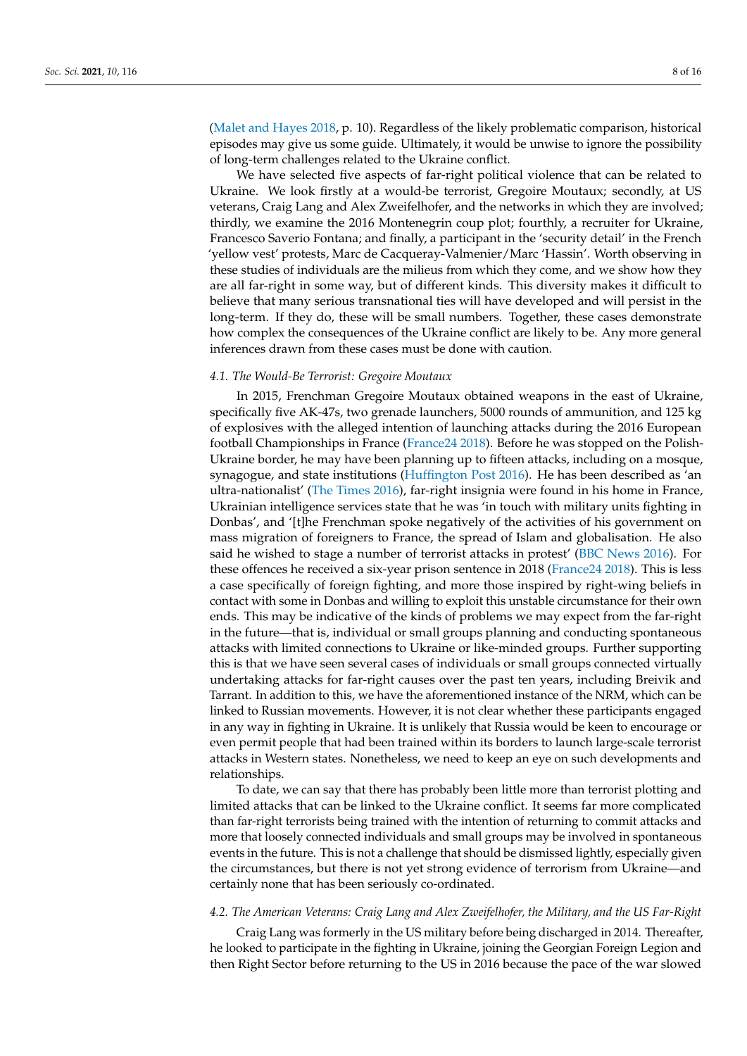(Malet and Hayes 2018, p. 10). Regardless of the likely problematic comparison, historical episodes may give us some guide. Ultimately, it would be unwise to ignore the possibility of long-term challenges related to the Ukraine conflict.

We have selected five aspects of far-right political violence that can be related to Ukraine. We look firstly at a would-be terrorist, Gregoire Moutaux; secondly, at US veterans, Craig Lang and Alex Zweifelhofer, and the networks in which they are involved; thirdly, we examine the 2016 Montenegrin coup plot; fourthly, a recruiter for Ukraine, Francesco Saverio Fontana; and finally, a participant in the 'security detail' in the French 'yellow vest' protests, Marc de Cacqueray-Valmenier/Marc 'Hassin'. Worth observing in these studies of individuals are the milieus from which they come, and we show how they are all far-right in some way, but of different kinds. This diversity makes it difficult to believe that many serious transnational ties will have developed and will persist in the long-term. If they do, these will be small numbers. Together, these cases demonstrate how complex the consequences of the Ukraine conflict are likely to be. Any more general inferences drawn from these cases must be done with caution.

### *4.1. The Would-Be Terrorist: Gregoire Moutaux*

In 2015, Frenchman Gregoire Moutaux obtained weapons in the east of Ukraine, specifically five AK-47s, two grenade launchers, 5000 rounds of ammunition, and 125 kg of explosives with the alleged intention of launching attacks during the 2016 European football Championships in France (France24 2018). Before he was stopped on the Polish-Ukraine border, he may have been planning up to fifteen attacks, including on a mosque, synagogue, and state institutions (Huffington Post 2016). He has been described as 'an ultra-nationalist' (The Times 2016), far-right insignia were found in his home in France, Ukrainian intelligence services state that he was 'in touch with military units fighting in Donbas', and '[t]he Frenchman spoke negatively of the activities of his government on mass migration of foreigners to France, the spread of Islam and globalisation. He also said he wished to stage a number of terrorist attacks in protest' (BBC News 2016). For these offences he received a six-year prison sentence in 2018 (France24 2018). This is less a case specifically of foreign fighting, and more those inspired by right-wing beliefs in contact with some in Donbas and willing to exploit this unstable circumstance for their own ends. This may be indicative of the kinds of problems we may expect from the far-right in the future—that is, individual or small groups planning and conducting spontaneous attacks with limited connections to Ukraine or like-minded groups. Further supporting this is that we have seen several cases of individuals or small groups connected virtually undertaking attacks for far-right causes over the past ten years, including Breivik and Tarrant. In addition to this, we have the aforementioned instance of the NRM, which can be linked to Russian movements. However, it is not clear whether these participants engaged in any way in fighting in Ukraine. It is unlikely that Russia would be keen to encourage or even permit people that had been trained within its borders to launch large-scale terrorist attacks in Western states. Nonetheless, we need to keep an eye on such developments and relationships.

To date, we can say that there has probably been little more than terrorist plotting and limited attacks that can be linked to the Ukraine conflict. It seems far more complicated than far-right terrorists being trained with the intention of returning to commit attacks and more that loosely connected individuals and small groups may be involved in spontaneous events in the future. This is not a challenge that should be dismissed lightly, especially given the circumstances, but there is not yet strong evidence of terrorism from Ukraine—and certainly none that has been seriously co-ordinated.

### *4.2. The American Veterans: Craig Lang and Alex Zweifelhofer, the Military, and the US Far-Right*

Craig Lang was formerly in the US military before being discharged in 2014. Thereafter, he looked to participate in the fighting in Ukraine, joining the Georgian Foreign Legion and then Right Sector before returning to the US in 2016 because the pace of the war slowed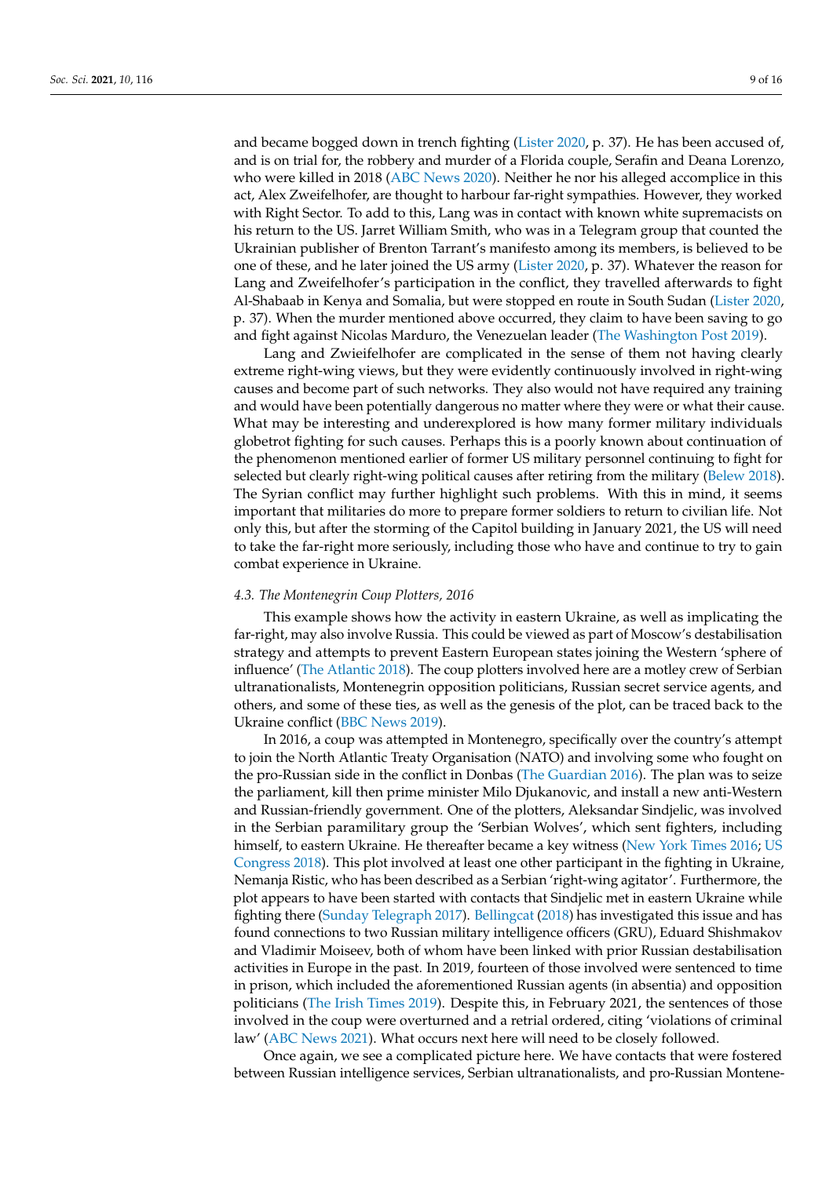and became bogged down in trench fighting (Lister 2020, p. 37). He has been accused of, and is on trial for, the robbery and murder of a Florida couple, Serafin and Deana Lorenzo, who were killed in 2018 (ABC News 2020). Neither he nor his alleged accomplice in this act, Alex Zweifelhofer, are thought to harbour far-right sympathies. However, they worked with Right Sector. To add to this, Lang was in contact with known white supremacists on his return to the US. Jarret William Smith, who was in a Telegram group that counted the Ukrainian publisher of Brenton Tarrant's manifesto among its members, is believed to be one of these, and he later joined the US army (Lister 2020, p. 37). Whatever the reason for Lang and Zweifelhofer's participation in the conflict, they travelled afterwards to fight Al-Shabaab in Kenya and Somalia, but were stopped en route in South Sudan (Lister 2020, p. 37). When the murder mentioned above occurred, they claim to have been saving to go and fight against Nicolas Marduro, the Venezuelan leader (The Washington Post 2019).

Lang and Zwieifelhofer are complicated in the sense of them not having clearly extreme right-wing views, but they were evidently continuously involved in right-wing causes and become part of such networks. They also would not have required any training and would have been potentially dangerous no matter where they were or what their cause. What may be interesting and underexplored is how many former military individuals globetrot fighting for such causes. Perhaps this is a poorly known about continuation of the phenomenon mentioned earlier of former US military personnel continuing to fight for selected but clearly right-wing political causes after retiring from the military (Belew 2018). The Syrian conflict may further highlight such problems. With this in mind, it seems important that militaries do more to prepare former soldiers to return to civilian life. Not only this, but after the storming of the Capitol building in January 2021, the US will need to take the far-right more seriously, including those who have and continue to try to gain combat experience in Ukraine.

### *4.3. The Montenegrin Coup Plotters, 2016*

This example shows how the activity in eastern Ukraine, as well as implicating the far-right, may also involve Russia. This could be viewed as part of Moscow's destabilisation strategy and attempts to prevent Eastern European states joining the Western 'sphere of influence' (The Atlantic 2018). The coup plotters involved here are a motley crew of Serbian ultranationalists, Montenegrin opposition politicians, Russian secret service agents, and others, and some of these ties, as well as the genesis of the plot, can be traced back to the Ukraine conflict (BBC News 2019).

In 2016, a coup was attempted in Montenegro, specifically over the country's attempt to join the North Atlantic Treaty Organisation (NATO) and involving some who fought on the pro-Russian side in the conflict in Donbas (The Guardian 2016). The plan was to seize the parliament, kill then prime minister Milo Djukanovic, and install a new anti-Western and Russian-friendly government. One of the plotters, Aleksandar Sindjelic, was involved in the Serbian paramilitary group the 'Serbian Wolves', which sent fighters, including himself, to eastern Ukraine. He thereafter became a key witness (New York Times 2016; US Congress 2018). This plot involved at least one other participant in the fighting in Ukraine, Nemanja Ristic, who has been described as a Serbian 'right-wing agitator'. Furthermore, the plot appears to have been started with contacts that Sindjelic met in eastern Ukraine while fighting there (Sunday Telegraph 2017). Bellingcat (2018) has investigated this issue and has found connections to two Russian military intelligence officers (GRU), Eduard Shishmakov and Vladimir Moiseev, both of whom have been linked with prior Russian destabilisation activities in Europe in the past. In 2019, fourteen of those involved were sentenced to time in prison, which included the aforementioned Russian agents (in absentia) and opposition politicians (The Irish Times 2019). Despite this, in February 2021, the sentences of those involved in the coup were overturned and a retrial ordered, citing 'violations of criminal law' (ABC News 2021). What occurs next here will need to be closely followed.

Once again, we see a complicated picture here. We have contacts that were fostered between Russian intelligence services, Serbian ultranationalists, and pro-Russian Montene-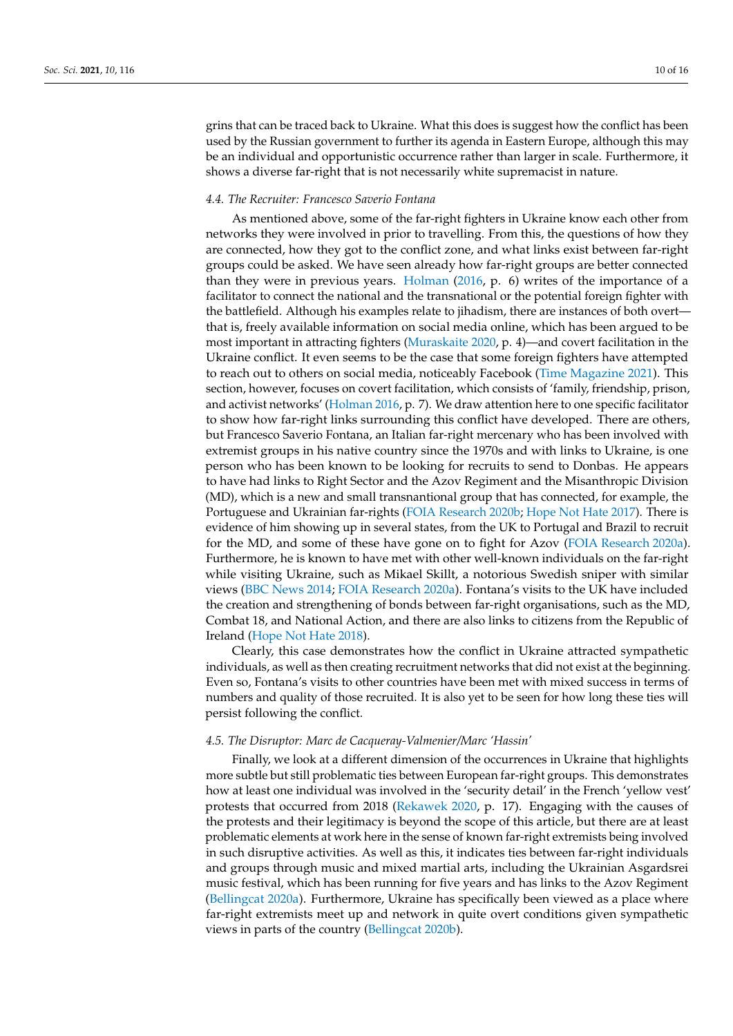grins that can be traced back to Ukraine. What this does is suggest how the conflict has been used by the Russian government to further its agenda in Eastern Europe, although this may be an individual and opportunistic occurrence rather than larger in scale. Furthermore, it shows a diverse far-right that is not necessarily white supremacist in nature.

### *4.4. The Recruiter: Francesco Saverio Fontana*

As mentioned above, some of the far-right fighters in Ukraine know each other from networks they were involved in prior to travelling. From this, the questions of how they are connected, how they got to the conflict zone, and what links exist between far-right groups could be asked. We have seen already how far-right groups are better connected than they were in previous years. Holman (2016, p. 6) writes of the importance of a facilitator to connect the national and the transnational or the potential foreign fighter with the battlefield. Although his examples relate to jihadism, there are instances of both overt—that is, freely available information on social media online, which has been argued to be most important in attracting fighters (Muraskaite 2020, p. 4)—and covert facilitation in the Ukraine conflict. It even seems to be the case that some foreign fighters have attempted to reach out to others on social media, noticeably Facebook (Time Magazine 2021). This section, however, focuses on covert facilitation, which consists of 'family, friendship, prison, and activist networks' (Holman 2016, p. 7). We draw attention here to one specific facilitator to show how far-right links surrounding this conflict have developed. There are others, but Francesco Saverio Fontana, an Italian far-right mercenary who has been involved with extremist groups in his native country since the 1970s and with links to Ukraine, is one person who has been known to be looking for recruits to send to Donbas. He appears to have had links to Right Sector and the Azov Regiment and the Misanthropic Division (MD), which is a new and small transnantional group that has connected, for example, the Portuguese and Ukrainian far-rights (FOIA Research 2020b; Hope Not Hate 2017). There is evidence of him showing up in several states, from the UK to Portugal and Brazil to recruit for the MD, and some of these have gone on to fight for Azov (FOIA Research 2020a). Furthermore, he is known to have met with other well-known individuals on the far-right while visiting Ukraine, such as Mikael Skillt, a notorious Swedish sniper with similar views (BBC News 2014; FOIA Research 2020a). Fontana's visits to the UK have included the creation and strengthening of bonds between far-right organisations, such as the MD, Combat 18, and National Action, and there are also links to citizens from the Republic of Ireland (Hope Not Hate 2018).

Clearly, this case demonstrates how the conflict in Ukraine attracted sympathetic individuals, as well as then creating recruitment networks that did not exist at the beginning. Even so, Fontana's visits to other countries have been met with mixed success in terms of numbers and quality of those recruited. It is also yet to be seen for how long these ties will persist following the conflict.

### *4.5. The Disruptor: Marc de Cacqueray-Valmenier/Marc 'Hassin'*

Finally, we look at a different dimension of the occurrences in Ukraine that highlights more subtle but still problematic ties between European far-right groups. This demonstrates how at least one individual was involved in the 'security detail' in the French 'yellow vest' protests that occurred from 2018 (Rekawek 2020, p. 17). Engaging with the causes of the protests and their legitimacy is beyond the scope of this article, but there are at least problematic elements at work here in the sense of known far-right extremists being involved in such disruptive activities. As well as this, it indicates ties between far-right individuals and groups through music and mixed martial arts, including the Ukrainian Asgardsrei music festival, which has been running for five years and has links to the Azov Regiment (Bellingcat 2020a). Furthermore, Ukraine has specifically been viewed as a place where far-right extremists meet up and network in quite overt conditions given sympathetic views in parts of the country (Bellingcat 2020b).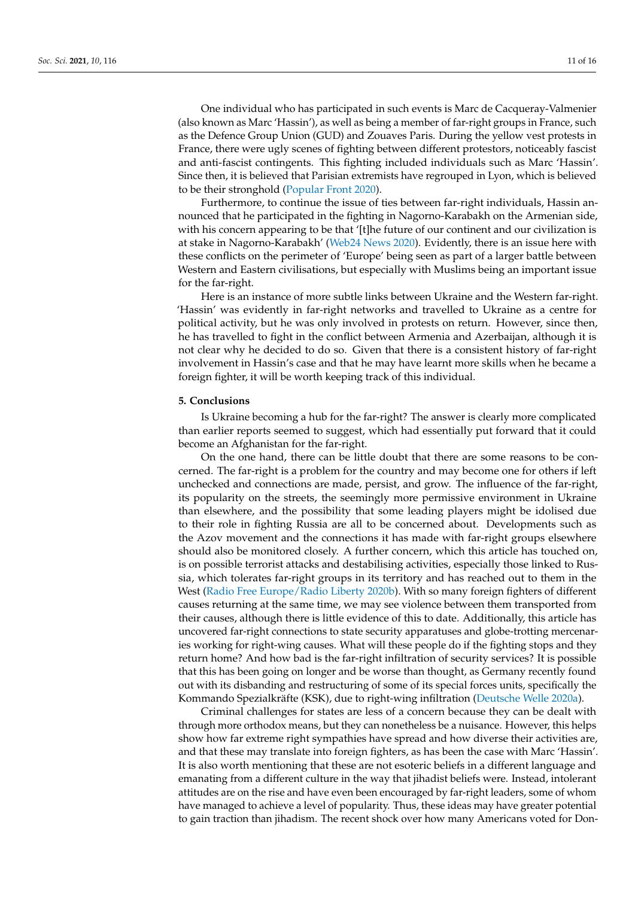One individual who has participated in such events is Marc de Cacqueray-Valmenier (also known as Marc 'Hassin'), as well as being a member of far-right groups in France, such as the Defence Group Union (GUD) and Zouaves Paris. During the yellow vest protests in France, there were ugly scenes of fighting between different protestors, noticeably fascist and anti-fascist contingents. This fighting included individuals such as Marc 'Hassin'. Since then, it is believed that Parisian extremists have regrouped in Lyon, which is believed to be their stronghold (Popular Front 2020).

Furthermore, to continue the issue of ties between far-right individuals, Hassin announced that he participated in the fighting in Nagorno-Karabakh on the Armenian side, with his concern appearing to be that '[t]he future of our continent and our civilization is at stake in Nagorno-Karabakh' (Web24 News 2020). Evidently, there is an issue here with these conflicts on the perimeter of 'Europe' being seen as part of a larger battle between Western and Eastern civilisations, but especially with Muslims being an important issue for the far-right.

Here is an instance of more subtle links between Ukraine and the Western far-right. 'Hassin' was evidently in far-right networks and travelled to Ukraine as a centre for political activity, but he was only involved in protests on return. However, since then, he has travelled to fight in the conflict between Armenia and Azerbaijan, although it is not clear why he decided to do so. Given that there is a consistent history of far-right involvement in Hassin's case and that he may have learnt more skills when he became a foreign fighter, it will be worth keeping track of this individual.

## 5. Conclusions

Is Ukraine becoming a hub for the far-right? The answer is clearly more complicated than earlier reports seemed to suggest, which had essentially put forward that it could become an Afghanistan for the far-right.

On the one hand, there can be little doubt that there are some reasons to be concerned. The far-right is a problem for the country and may become one for others if left unchecked and connections are made, persist, and grow. The influence of the far-right, its popularity on the streets, the seemingly more permissive environment in Ukraine than elsewhere, and the possibility that some leading players might be idolised due to their role in fighting Russia are all to be concerned about. Developments such as the Azov movement and the connections it has made with far-right groups elsewhere should also be monitored closely. A further concern, which this article has touched on, is on possible terrorist attacks and destabilising activities, especially those linked to Russia, which tolerates far-right groups in its territory and has reached out to them in the West (Radio Free Europe/Radio Liberty 2020b). With so many foreign fighters of different causes returning at the same time, we may see violence between them transported from their causes, although there is little evidence of this to date. Additionally, this article has uncovered far-right connections to state security apparatuses and globe-trotting mercenaries working for right-wing causes. What will these people do if the fighting stops and they return home? And how bad is the far-right infiltration of security services? It is possible that this has been going on longer and be worse than thought, as Germany recently found out with its disbanding and restructuring of some of its special forces units, specifically the Kommando Spezialkräfte (KSK), due to right-wing infiltration (Deutsche Welle 2020a).

Criminal challenges for states are less of a concern because they can be dealt with through more orthodox means, but they can nonetheless be a nuisance. However, this helps show how far extreme right sympathies have spread and how diverse their activities are, and that these may translate into foreign fighters, as has been the case with Marc 'Hassin'. It is also worth mentioning that these are not esoteric beliefs in a different language and emanating from a different culture in the way that jihadist beliefs were. Instead, intolerant attitudes are on the rise and have even been encouraged by far-right leaders, some of whom have managed to achieve a level of popularity. Thus, these ideas may have greater potential to gain traction than jihadism. The recent shock over how many Americans voted for Don-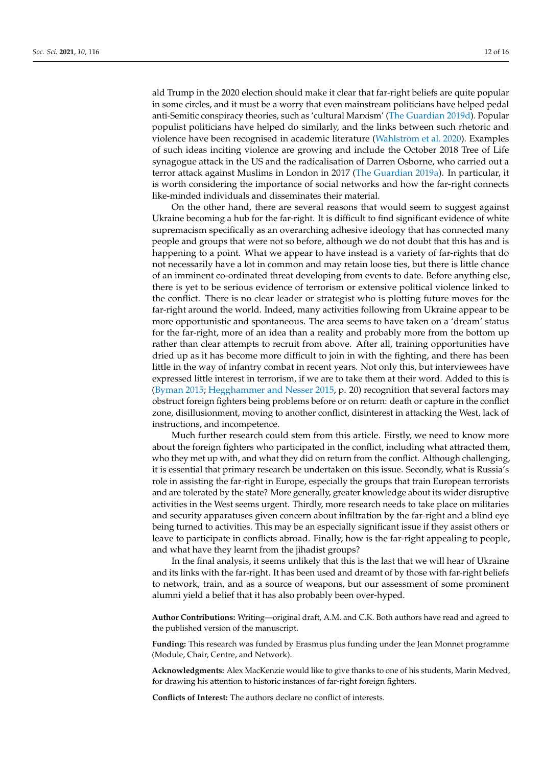ald Trump in the 2020 election should make it clear that far-right beliefs are quite popular in some circles, and it must be a worry that even mainstream politicians have helped pedal anti-Semitic conspiracy theories, such as 'cultural Marxism' (The Guardian 2019d). Popular populist politicians have helped do similarly, and the links between such rhetoric and violence have been recognised in academic literature (Wahlström et al. 2020). Examples of such ideas inciting violence are growing and include the October 2018 Tree of Life synagogue attack in the US and the radicalisation of Darren Osborne, who carried out a terror attack against Muslims in London in 2017 (The Guardian 2019a). In particular, it is worth considering the importance of social networks and how the far-right connects like-minded individuals and disseminates their material.

On the other hand, there are several reasons that would seem to suggest against Ukraine becoming a hub for the far-right. It is difficult to find significant evidence of white supremacism specifically as an overarching adhesive ideology that has connected many people and groups that were not so before, although we do not doubt that this has and is happening to a point. What we appear to have instead is a variety of far-rights that do not necessarily have a lot in common and may retain loose ties, but there is little chance of an imminent co-ordinated threat developing from events to date. Before anything else, there is yet to be serious evidence of terrorism or extensive political violence linked to the conflict. There is no clear leader or strategist who is plotting future moves for the far-right around the world. Indeed, many activities following from Ukraine appear to be more opportunistic and spontaneous. The area seems to have taken on a 'dream' status for the far-right, more of an idea than a reality and probably more from the bottom up rather than clear attempts to recruit from above. After all, training opportunities have dried up as it has become more difficult to join in with the fighting, and there has been little in the way of infantry combat in recent years. Not only this, but interviewees have expressed little interest in terrorism, if we are to take them at their word. Added to this is (Byman 2015; Hegghammer and Nesser 2015, p. 20) recognition that several factors may obstruct foreign fighters being problems before or on return: death or capture in the conflict zone, disillusionment, moving to another conflict, disinterest in attacking the West, lack of instructions, and incompetence.

Much further research could stem from this article. Firstly, we need to know more about the foreign fighters who participated in the conflict, including what attracted them, who they met up with, and what they did on return from the conflict. Although challenging, it is essential that primary research be undertaken on this issue. Secondly, what is Russia's role in assisting the far-right in Europe, especially the groups that train European terrorists and are tolerated by the state? More generally, greater knowledge about its wider disruptive activities in the West seems urgent. Thirdly, more research needs to take place on militaries and security apparatuses given concern about infiltration by the far-right and a blind eye being turned to activities. This may be an especially significant issue if they assist others or leave to participate in conflicts abroad. Finally, how is the far-right appealing to people, and what have they learnt from the jihadist groups?

In the final analysis, it seems unlikely that this is the last that we will hear of Ukraine and its links with the far-right. It has been used and dreamt of by those with far-right beliefs to network, train, and as a source of weapons, but our assessment of some prominent alumni yield a belief that it has also probably been over-hyped.

**Author Contributions:** Writing—original draft, A.M. and C.K. Both authors have read and agreed to the published version of the manuscript.

**Funding:** This research was funded by Erasmus plus funding under the Jean Monnet programme (Module, Chair, Centre, and Network).

**Acknowledgments:** Alex MacKenzie would like to give thanks to one of his students, Marin Medved, for drawing his attention to historic instances of far-right foreign fighters.

**Conflicts of Interest:** The authors declare no conflict of interests.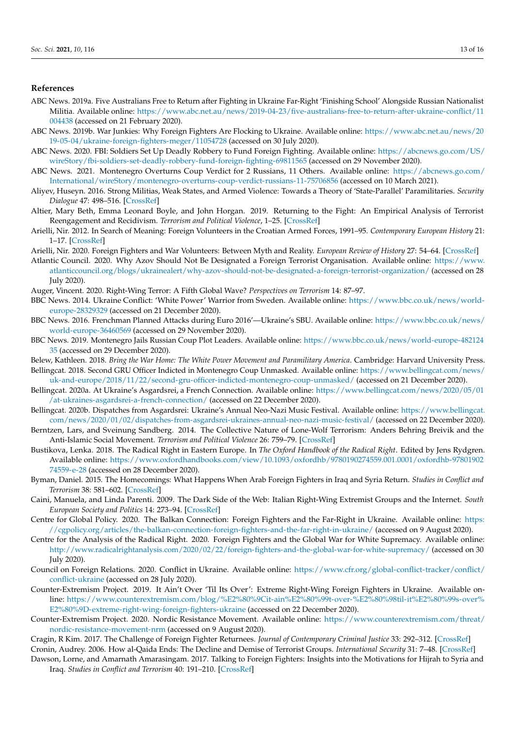## References

ABC News. 2019a. Five Australians Free to Return after Fighting in Ukraine Far-Right 'Finishing School' Alongside Russian Nationalist Militia. Available online: https://www.abc.net.au/news/2019-04-23/five-australians-free-to-return-after-ukraine-conflict/11004438 (accessed on 21 February 2020).

ABC News. 2019b. War Junkies: Why Foreign Fighters Are Flocking to Ukraine. Available online: https://www.abc.net.au/news/2019-05-04/ukraine-foreign-fighters-meger/11054728 (accessed on 30 July 2020).

ABC News. 2020. FBI: Soldiers Set Up Deadly Robbery to Fund Foreign Fighting. Available online: https://abcnews.go.com/US/wireStory/fbi-soldiers-set-deadly-robbery-fund-foreign-fighting-69811565 (accessed on 29 November 2020).

ABC News. 2021. Montenegro Overturns Coup Verdict for 2 Russians, 11 Others. Available online: https://abcnews.go.com/International/wireStory/montenegro-overturns-coup-verdict-russians-11-75706856 (accessed on 10 March 2021).

Aliyev, Huseyn. 2016. Strong Militias, Weak States, and Armed Violence: Towards a Theory of 'State-Parallel' Paramilitaries. *Security Dialogue* 47: 498–516. [CrossRef]

Altier, Mary Beth, Emma Leonard Boyle, and John Horgan. 2019. Returning to the Fight: An Empirical Analysis of Terrorist Reengagement and Recidivism. *Terrorism and Political Violence*, 1–25. [CrossRef]

Arielli, Nir. 2012. In Search of Meaning: Foreign Volunteers in the Croatian Armed Forces, 1991–95. *Contemporary European History* 21: 1–17. [CrossRef]

Arielli, Nir. 2020. Foreign Fighters and War Volunteers: Between Myth and Reality. *European Review of History* 27: 54–64. [CrossRef]

Atlantic Council. 2020. Why Azov Should Not Be Designated a Foreign Terrorist Organisation. Available online: https://www.atlanticcouncil.org/blogs/ukrainealert/why-azov-should-not-be-designated-a-foreign-terrorist-organization/ (accessed on 28 July 2020).

Auger, Vincent. 2020. Right-Wing Terror: A Fifth Global Wave? *Perspectives on Terrorism* 14: 87–97.

BBC News. 2014. Ukraine Conflict: 'White Power' Warrior from Sweden. Available online: https://www.bbc.co.uk/news/world-europe-28329329 (accessed on 21 December 2020).

BBC News. 2016. Frenchman Planned Attacks during Euro 2016'—Ukraine's SBU. Available online: https://www.bbc.co.uk/news/world-europe-36460569 (accessed on 29 November 2020).

BBC News. 2019. Montenegro Jails Russian Coup Plot Leaders. Available online: https://www.bbc.co.uk/news/world-europe-48212435 (accessed on 29 December 2020).

Belew, Kathleen. 2018. *Bring the War Home: The White Power Movement and Paramilitary America*. Cambridge: Harvard University Press.

Bellingcat. 2018. Second GRU Officer Indicted in Montenegro Coup Unmasked. Available online: https://www.bellingcat.com/news/uk-and-europe/2018/11/22/second-gru-officer-indicted-montenegro-coup-unmasked/ (accessed on 21 December 2020).

Bellingcat. 2020a. At Ukraine's Asgardsrei, a French Connection. Available online: https://www.bellingcat.com/news/2020/05/01/at-ukraines-asgardsrei-a-french-connection/ (accessed on 22 December 2020).

Bellingcat. 2020b. Dispatches from Asgardsrei: Ukraine's Annual Neo-Nazi Music Festival. Available online: https://www.bellingcat.com/news/2020/01/02/dispatches-from-asgardsrei-ukraines-annual-neo-nazi-music-festival/ (accessed on 22 December 2020).

Berntzen, Lars, and Sveinung Sandberg. 2014. The Collective Nature of Lone-Wolf Terrorism: Anders Behring Breivik and the Anti-Islamic Social Movement. *Terrorism and Political Violence* 26: 759–79. [CrossRef]

Bustikova, Lenka. 2018. The Radical Right in Eastern Europe. In *The Oxford Handbook of the Radical Right*. Edited by Jens Rydgren. Available online: https://www.oxfordhandbooks.com/view/10.1093/oxfordhb/9780190274559.001.0001/oxfordhb-9780190274559-e-28 (accessed on 28 December 2020).

Byman, Daniel. 2015. The Homecomings: What Happens When Arab Foreign Fighters in Iraq and Syria Return. *Studies in Conflict and Terrorism* 38: 581–602. [CrossRef]

Caini, Manuela, and Linda Parenti. 2009. The Dark Side of the Web: Italian Right-Wing Extremist Groups and the Internet. *South European Society and Politics* 14: 273–94. [CrossRef]

Centre for Global Policy. 2020. The Balkan Connection: Foreign Fighters and the Far-Right in Ukraine. Available online: https://cgpolicy.org/articles/the-balkan-connection-foreign-fighters-and-the-far-right-in-ukraine/ (accessed on 9 August 2020).

Centre for the Analysis of the Radical Right. 2020. Foreign Fighters and the Global War for White Supremacy. Available online: http://www.radicalrightanalysis.com/2020/02/22/foreign-fighters-and-the-global-war-for-white-supremacy/ (accessed on 30 July 2020).

Council on Foreign Relations. 2020. Conflict in Ukraine. Available online: https://www.cfr.org/global-conflict-tracker/conflict/conflict-ukraine (accessed on 28 July 2020).

Counter-Extremism Project. 2019. It Ain't Over 'Til Its Over': Extreme Right-Wing Foreign Fighters in Ukraine. Available online: https://www.counterextremism.com/blog/%E2%80%9Cit-ain%E2%80%99t-over-%E2%80%98til-it%E2%80%99s-over%E2%80%9D-extreme-right-wing-foreign-fighters-ukraine (accessed on 22 December 2020).

Counter-Extremism Project. 2020. Nordic Resistance Movement. Available online: https://www.counterextremism.com/threat/nordic-resistance-movement-nrm (accessed on 9 August 2020).

Cragin, R Kim. 2017. The Challenge of Foreign Fighter Returnees. *Journal of Contemporary Criminal Justice* 33: 292–312. [CrossRef]

Cronin, Audrey. 2006. How al-Qaida Ends: The Decline and Demise of Terrorist Groups. *International Security* 31: 7–48. [CrossRef]

Dawson, Lorne, and Amarnath Amarasingam. 2017. Talking to Foreign Fighters: Insights into the Motivations for Hijrah to Syria and Iraq. *Studies in Conflict and Terrorism* 40: 191–210. [CrossRef]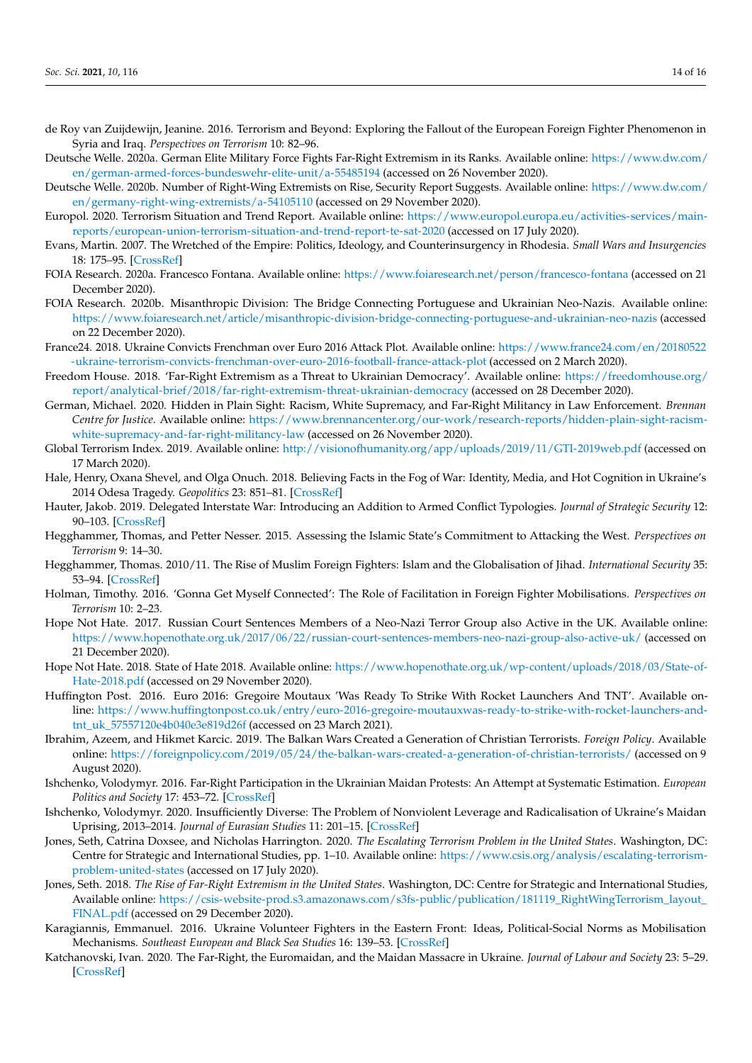de Roy van Zuijdewijn, Jeanine. 2016. Terrorism and Beyond: Exploring the Fallout of the European Foreign Fighter Phenomenon in Syria and Iraq. *Perspectives on Terrorism* 10: 82–96.

Deutsche Welle. 2020a. German Elite Military Force Fights Far-Right Extremism in its Ranks. Available online: https://www.dw.com/en/german-armed-forces-bundeswehr-elite-unit/a-55485194 (accessed on 26 November 2020).

Deutsche Welle. 2020b. Number of Right-Wing Extremists on Rise, Security Report Suggests. Available online: https://www.dw.com/en/germany-right-wing-extremists/a-54105110 (accessed on 29 November 2020).

Europol. 2020. Terrorism Situation and Trend Report. Available online: https://www.europol.europa.eu/activities-services/main-reports/european-union-terrorism-situation-and-trend-report-te-sat-2020 (accessed on 17 July 2020).

Evans, Martin. 2007. The Wretched of the Empire: Politics, Ideology, and Counterinsurgency in Rhodesia. *Small Wars and Insurgencies* 18: 175–95. [CrossRef]

FOIA Research. 2020a. Francesco Fontana. Available online: https://www.foiaresearch.net/person/francesco-fontana (accessed on 21 December 2020).

FOIA Research. 2020b. Misanthropic Division: The Bridge Connecting Portuguese and Ukrainian Neo-Nazis. Available online: https://www.foiaresearch.net/article/misanthropic-division-bridge-connecting-portuguese-and-ukrainian-neo-nazis (accessed on 22 December 2020).

France24. 2018. Ukraine Convicts Frenchman over Euro 2016 Attack Plot. Available online: https://www.france24.com/en/20180522-ukraine-terrorism-convicts-frenchman-over-euro-2016-football-france-attack-plot (accessed on 2 March 2020).

Freedom House. 2018. 'Far-Right Extremism as a Threat to Ukrainian Democracy'. Available online: https://freedomhouse.org/report/analytical-brief/2018/far-right-extremism-threat-ukrainian-democracy (accessed on 28 December 2020).

German, Michael. 2020. Hidden in Plain Sight: Racism, White Supremacy, and Far-Right Militancy in Law Enforcement. *Brennan Centre for Justice*. Available online: https://www.brennancenter.org/our-work/research-reports/hidden-plain-sight-racism-white-supremacy-and-far-right-militancy-law (accessed on 26 November 2020).

Global Terrorism Index. 2019. Available online: http://visionofhumanity.org/app/uploads/2019/11/GTI-2019web.pdf (accessed on 17 March 2020).

Hale, Henry, Oxana Shevel, and Olga Onuch. 2018. Believing Facts in the Fog of War: Identity, Media, and Hot Cognition in Ukraine's 2014 Odesa Tragedy. *Geopolitics* 23: 851–81. [CrossRef]

Hauter, Jakob. 2019. Delegated Interstate War: Introducing an Addition to Armed Conflict Typologies. *Journal of Strategic Security* 12: 90–103. [CrossRef]

Hegghammer, Thomas, and Petter Nesser. 2015. Assessing the Islamic State's Commitment to Attacking the West. *Perspectives on Terrorism* 9: 14–30.

Hegghammer, Thomas. 2010/11. The Rise of Muslim Foreign Fighters: Islam and the Globalisation of Jihad. *International Security* 35: 53–94. [CrossRef]

Holman, Timothy. 2016. 'Gonna Get Myself Connected': The Role of Facilitation in Foreign Fighter Mobilisations. *Perspectives on Terrorism* 10: 2–23.

Hope Not Hate. 2017. Russian Court Sentences Members of a Neo-Nazi Terror Group also Active in the UK. Available online: https://www.hopenothate.org.uk/2017/06/22/russian-court-sentences-members-neo-nazi-group-also-active-uk/ (accessed on 21 December 2020).

Hope Not Hate. 2018. State of Hate 2018. Available online: https://www.hopenothate.org.uk/wp-content/uploads/2018/03/State-of-Hate-2018.pdf (accessed on 29 November 2020).

Huffington Post. 2016. Euro 2016: Gregoire Moutaux 'Was Ready To Strike With Rocket Launchers And TNT'. Available online: https://www.huffingtonpost.co.uk/entry/euro-2016-gregoire-moutauxwas-ready-to-strike-with-rocket-launchers-and-tnt_uk_57557120e4b040e3e819d26f (accessed on 23 March 2021).

Ibrahim, Azeem, and Hikmet Karcic. 2019. The Balkan Wars Created a Generation of Christian Terrorists. *Foreign Policy*. Available online: https://foreignpolicy.com/2019/05/24/the-balkan-wars-created-a-generation-of-christian-terrorists/ (accessed on 9 August 2020).

Ishchenko, Volodymyr. 2016. Far-Right Participation in the Ukrainian Maidan Protests: An Attempt at Systematic Estimation. *European Politics and Society* 17: 453–72. [CrossRef]

Ishchenko, Volodymyr. 2020. Insufficiently Diverse: The Problem of Nonviolent Leverage and Radicalisation of Ukraine's Maidan Uprising, 2013–2014. *Journal of Eurasian Studies* 11: 201–15. [CrossRef]

Jones, Seth, Catrina Doxsee, and Nicholas Harrington. 2020. *The Escalating Terrorism Problem in the United States*. Washington, DC: Centre for Strategic and International Studies, pp. 1–10. Available online: https://www.csis.org/analysis/escalating-terrorism-problem-united-states (accessed on 17 July 2020).

Jones, Seth. 2018. *The Rise of Far-Right Extremism in the United States*. Washington, DC: Centre for Strategic and International Studies, Available online: https://csis-website-prod.s3.amazonaws.com/s3fs-public/publication/181119_RightWingTerrorism_layout_FINAL.pdf (accessed on 29 December 2020).

Karagiannis, Emmanuel. 2016. Ukraine Volunteer Fighters in the Eastern Front: Ideas, Political-Social Norms as Mobilisation Mechanisms. *Southeast European and Black Sea Studies* 16: 139–53. [CrossRef]

Katchanovski, Ivan. 2020. The Far-Right, the Euromaidan, and the Maidan Massacre in Ukraine. *Journal of Labour and Society* 23: 5–29. [CrossRef]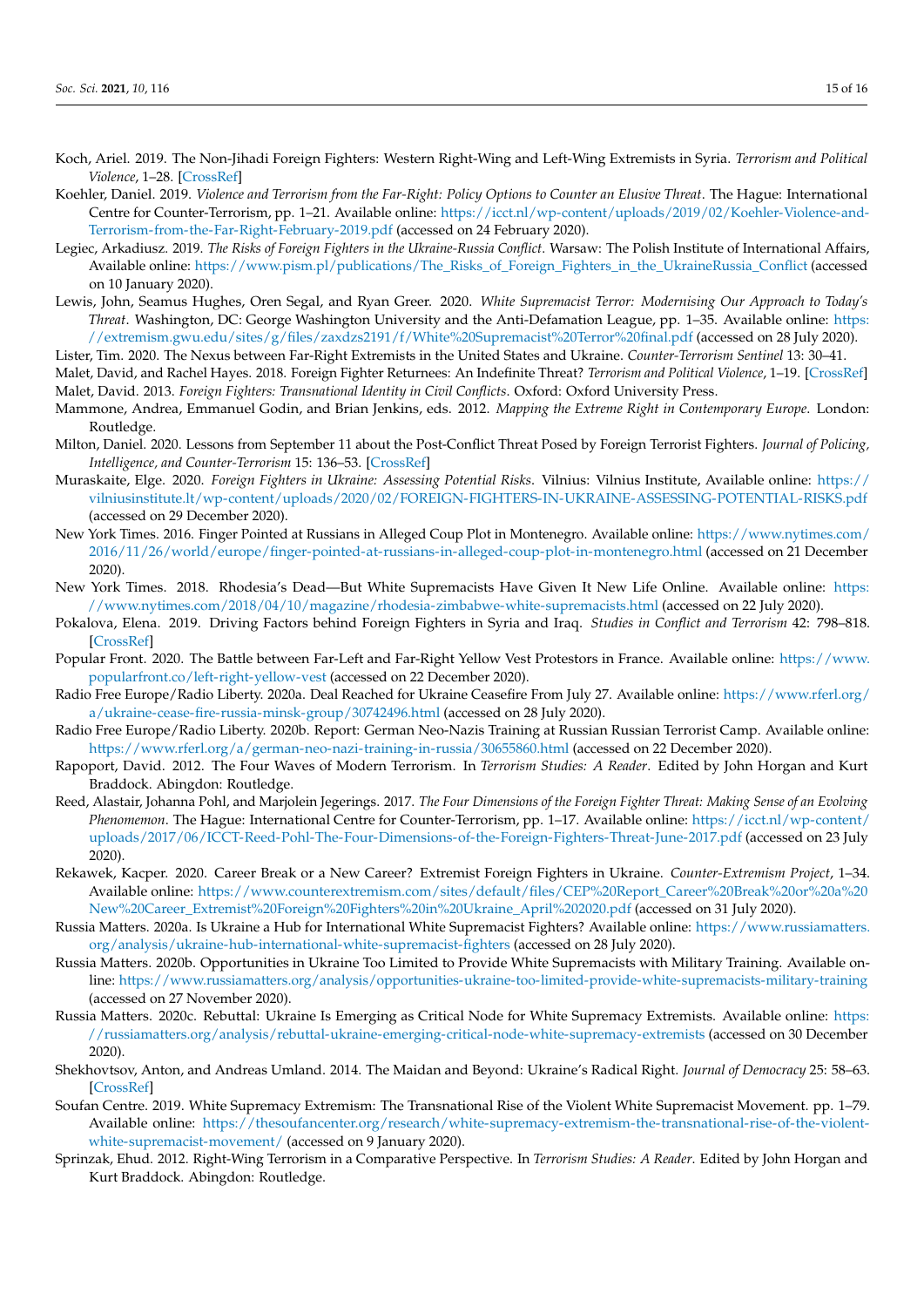Koch, Ariel. 2019. The Non-Jihadi Foreign Fighters: Western Right-Wing and Left-Wing Extremists in Syria. *Terrorism and Political Violence*, 1–28. [CrossRef]

Koehler, Daniel. 2019. *Violence and Terrorism from the Far-Right: Policy Options to Counter an Elusive Threat*. The Hague: International Centre for Counter-Terrorism, pp. 1–21. Available online: https://icct.nl/wp-content/uploads/2019/02/Koehler-Violence-and-Terrorism-from-the-Far-Right-February-2019.pdf (accessed on 24 February 2020).

Legiec, Arkadiusz. 2019. *The Risks of Foreign Fighters in the Ukraine-Russia Conflict*. Warsaw: The Polish Institute of International Affairs, Available online: https://www.pism.pl/publications/The_Risks_of_Foreign_Fighters_in_the_UkraineRussia_Conflict (accessed on 10 January 2020).

Lewis, John, Seamus Hughes, Oren Segal, and Ryan Greer. 2020. *White Supremacist Terror: Modernising Our Approach to Today's Threat*. Washington, DC: George Washington University and the Anti-Defamation League, pp. 1–35. Available online: https://extremism.gwu.edu/sites/g/files/zaxdzs2191/f/White%20Supremacist%20Terror%20final.pdf (accessed on 28 July 2020).

Lister, Tim. 2020. The Nexus between Far-Right Extremists in the United States and Ukraine. *Counter-Terrorism Sentinel* 13: 30–41.

Malet, David, and Rachel Hayes. 2018. Foreign Fighter Returnees: An Indefinite Threat? *Terrorism and Political Violence*, 1–19. [CrossRef]

Malet, David. 2013. *Foreign Fighters: Transnational Identity in Civil Conflicts*. Oxford: Oxford University Press.

Mammone, Andrea, Emmanuel Godin, and Brian Jenkins, eds. 2012. *Mapping the Extreme Right in Contemporary Europe*. London: Routledge.

Milton, Daniel. 2020. Lessons from September 11 about the Post-Conflict Threat Posed by Foreign Terrorist Fighters. *Journal of Policing, Intelligence, and Counter-Terrorism* 15: 136–53. [CrossRef]

Muraskaite, Elge. 2020. *Foreign Fighters in Ukraine: Assessing Potential Risks*. Vilnius: Vilnius Institute, Available online: https://vilniusinstitute.lt/wp-content/uploads/2020/02/FOREIGN-FIGHTERS-IN-UKRAINE-ASSESSING-POTENTIAL-RISKS.pdf (accessed on 29 December 2020).

New York Times. 2016. Finger Pointed at Russians in Alleged Coup Plot in Montenegro. Available online: https://www.nytimes.com/2016/11/26/world/europe/finger-pointed-at-russians-in-alleged-coup-plot-in-montenegro.html (accessed on 21 December 2020).

New York Times. 2018. Rhodesia's Dead—But White Supremacists Have Given It New Life Online. Available online: https://www.nytimes.com/2018/04/10/magazine/rhodesia-zimbabwe-white-supremacists.html (accessed on 22 July 2020).

Pokalova, Elena. 2019. Driving Factors behind Foreign Fighters in Syria and Iraq. *Studies in Conflict and Terrorism* 42: 798–818. [CrossRef]

Popular Front. 2020. The Battle between Far-Left and Far-Right Yellow Vest Protestors in France. Available online: https://www.popularfront.co/left-right-yellow-vest (accessed on 22 December 2020).

Radio Free Europe/Radio Liberty. 2020a. Deal Reached for Ukraine Ceasefire From July 27. Available online: https://www.rferl.org/a/ukraine-cease-fire-russia-minsk-group/30742496.html (accessed on 28 July 2020).

Radio Free Europe/Radio Liberty. 2020b. Report: German Neo-Nazis Training at Russian Russian Terrorist Camp. Available online: https://www.rferl.org/a/german-neo-nazi-training-in-russia/30655860.html (accessed on 22 December 2020).

Rapoport, David. 2012. The Four Waves of Modern Terrorism. In *Terrorism Studies: A Reader*. Edited by John Horgan and Kurt Braddock. Abingdon: Routledge.

Reed, Alastair, Johanna Pohl, and Marjolein Jegerings. 2017. *The Four Dimensions of the Foreign Fighter Threat: Making Sense of an Evolving Phenomemon*. The Hague: International Centre for Counter-Terrorism, pp. 1–17. Available online: https://icct.nl/wp-content/uploads/2017/06/ICCT-Reed-Pohl-The-Four-Dimensions-of-the-Foreign-Fighters-Threat-June-2017.pdf (accessed on 23 July 2020).

Rekawek, Kacper. 2020. Career Break or a New Career? Extremist Foreign Fighters in Ukraine. *Counter-Extremism Project*, 1–34. Available online: https://www.counterextremism.com/sites/default/files/CEP%20Report_Career%20Break%20or%20a%20New%20Career_Extremist%20Foreign%20Fighters%20in%20Ukraine_April%202020.pdf (accessed on 31 July 2020).

Russia Matters. 2020a. Is Ukraine a Hub for International White Supremacist Fighters? Available online: https://www.russiamatters.org/analysis/ukraine-hub-international-white-supremacist-fighters (accessed on 28 July 2020).

Russia Matters. 2020b. Opportunities in Ukraine Too Limited to Provide White Supremacists with Military Training. Available online: https://www.russiamatters.org/analysis/opportunities-ukraine-too-limited-provide-white-supremacists-military-training (accessed on 27 November 2020).

Russia Matters. 2020c. Rebuttal: Ukraine Is Emerging as Critical Node for White Supremacy Extremists. Available online: https://russiamatters.org/analysis/rebuttal-ukraine-emerging-critical-node-white-supremacy-extremists (accessed on 30 December 2020).

Shekhovtsov, Anton, and Andreas Umland. 2014. The Maidan and Beyond: Ukraine's Radical Right. *Journal of Democracy* 25: 58–63. [CrossRef]

Soufan Centre. 2019. White Supremacy Extremism: The Transnational Rise of the Violent White Supremacist Movement. pp. 1–79. Available online: https://thesoufancenter.org/research/white-supremacy-extremism-the-transnational-rise-of-the-violent-white-supremacist-movement/ (accessed on 9 January 2020).

Sprinzak, Ehud. 2012. Right-Wing Terrorism in a Comparative Perspective. In *Terrorism Studies: A Reader*. Edited by John Horgan and Kurt Braddock. Abingdon: Routledge.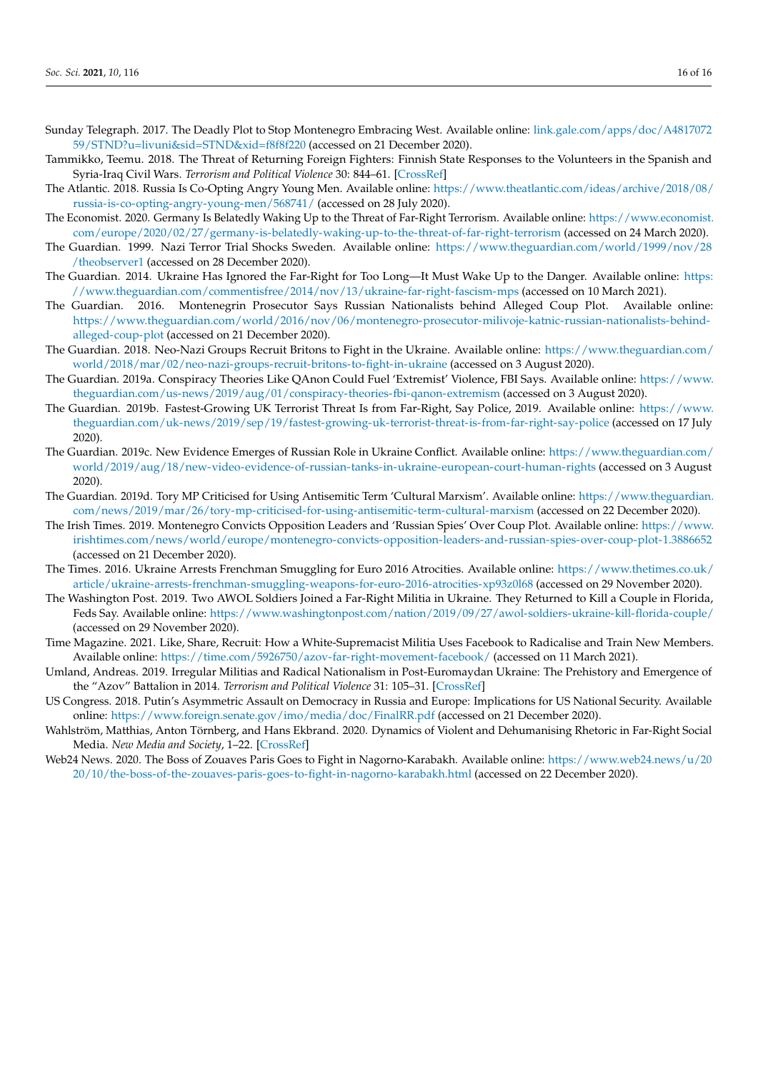Sunday Telegraph. 2017. The Deadly Plot to Stop Montenegro Embracing West. Available online: link.gale.com/apps/doc/A481707259/STND?u=livuni&sid=STND&xid=f8f8f220 (accessed on 21 December 2020).

Tammikko, Teemu. 2018. The Threat of Returning Foreign Fighters: Finnish State Responses to the Volunteers in the Spanish and Syria-Iraq Civil Wars. *Terrorism and Political Violence* 30: 844–61. [CrossRef]

The Atlantic. 2018. Russia Is Co-Opting Angry Young Men. Available online: https://www.theatlantic.com/ideas/archive/2018/08/russia-is-co-opting-angry-young-men/568741/ (accessed on 28 July 2020).

The Economist. 2020. Germany Is Belatedly Waking Up to the Threat of Far-Right Terrorism. Available online: https://www.economist.com/europe/2020/02/27/germany-is-belatedly-waking-up-to-the-threat-of-far-right-terrorism (accessed on 24 March 2020).

The Guardian. 1999. Nazi Terror Trial Shocks Sweden. Available online: https://www.theguardian.com/world/1999/nov/28/theobserver1 (accessed on 28 December 2020).

The Guardian. 2014. Ukraine Has Ignored the Far-Right for Too Long—It Must Wake Up to the Danger. Available online: https://www.theguardian.com/commentisfree/2014/nov/13/ukraine-far-right-fascism-mps (accessed on 10 March 2021).

The Guardian. 2016. Montenegrin Prosecutor Says Russian Nationalists behind Alleged Coup Plot. Available online: https://www.theguardian.com/world/2016/nov/06/montenegro-prosecutor-milivoje-katnic-russian-nationalists-behind-alleged-coup-plot (accessed on 21 December 2020).

The Guardian. 2018. Neo-Nazi Groups Recruit Britons to Fight in the Ukraine. Available online: https://www.theguardian.com/world/2018/mar/02/neo-nazi-groups-recruit-britons-to-fight-in-ukraine (accessed on 3 August 2020).

The Guardian. 2019a. Conspiracy Theories Like QAnon Could Fuel 'Extremist' Violence, FBI Says. Available online: https://www.theguardian.com/us-news/2019/aug/01/conspiracy-theories-fbi-qanon-extremism (accessed on 3 August 2020).

The Guardian. 2019b. Fastest-Growing UK Terrorist Threat Is from Far-Right, Say Police, 2019. Available online: https://www.theguardian.com/uk-news/2019/sep/19/fastest-growing-uk-terrorist-threat-is-from-far-right-say-police (accessed on 17 July 2020).

The Guardian. 2019c. New Evidence Emerges of Russian Role in Ukraine Conflict. Available online: https://www.theguardian.com/world/2019/aug/18/new-video-evidence-of-russian-tanks-in-ukraine-european-court-human-rights (accessed on 3 August 2020).

The Guardian. 2019d. Tory MP Criticised for Using Antisemitic Term 'Cultural Marxism'. Available online: https://www.theguardian.com/news/2019/mar/26/tory-mp-criticised-for-using-antisemitic-term-cultural-marxism (accessed on 22 December 2020).

The Irish Times. 2019. Montenegro Convicts Opposition Leaders and 'Russian Spies' Over Coup Plot. Available online: https://www.irishtimes.com/news/world/europe/montenegro-convicts-opposition-leaders-and-russian-spies-over-coup-plot-1.3886652 (accessed on 21 December 2020).

The Times. 2016. Ukraine Arrests Frenchman Smuggling for Euro 2016 Atrocities. Available online: https://www.thetimes.co.uk/article/ukraine-arrests-frenchman-smuggling-weapons-for-euro-2016-atrocities-xp93z0l68 (accessed on 29 November 2020).

The Washington Post. 2019. Two AWOL Soldiers Joined a Far-Right Militia in Ukraine. They Returned to Kill a Couple in Florida, Feds Say. Available online: https://www.washingtonpost.com/nation/2019/09/27/awol-soldiers-ukraine-kill-florida-couple/ (accessed on 29 November 2020).

Time Magazine. 2021. Like, Share, Recruit: How a White-Supremacist Militia Uses Facebook to Radicalise and Train New Members. Available online: https://time.com/5926750/azov-far-right-movement-facebook/ (accessed on 11 March 2021).

Umland, Andreas. 2019. Irregular Militias and Radical Nationalism in Post-Euromaydan Ukraine: The Prehistory and Emergence of the "Azov" Battalion in 2014. *Terrorism and Political Violence* 31: 105–31. [CrossRef]

US Congress. 2018. Putin's Asymmetric Assault on Democracy in Russia and Europe: Implications for US National Security. Available online: https://www.foreign.senate.gov/imo/media/doc/FinalRR.pdf (accessed on 21 December 2020).

Wahlström, Matthias, Anton Törnberg, and Hans Ekbrand. 2020. Dynamics of Violent and Dehumanising Rhetoric in Far-Right Social Media. *New Media and Society*, 1–22. [CrossRef]

Web24 News. 2020. The Boss of Zouaves Paris Goes to Fight in Nagorno-Karabakh. Available online: https://www.web24.news/u/2020/10/the-boss-of-the-zouaves-paris-goes-to-fight-in-nagorno-karabakh.html (accessed on 22 December 2020).